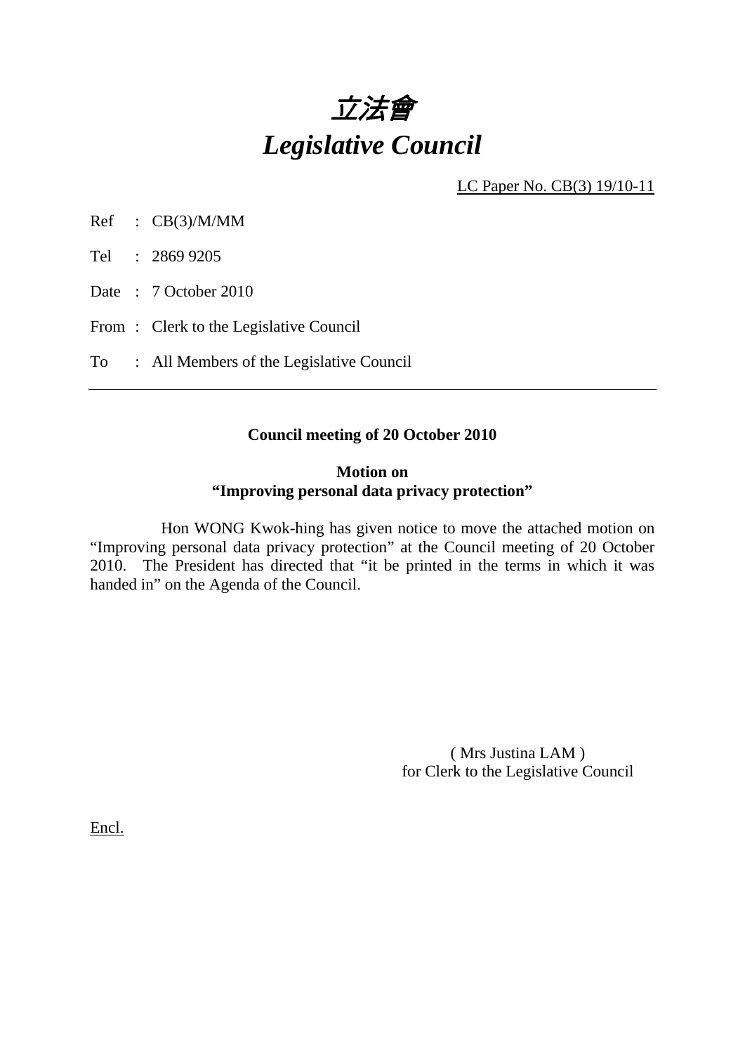# *立法會*
# *Legislative Council*

LC Paper No. CB(3) 19/10-11

Ref : CB(3)/M/MM

Tel : 2869 9205

Date : 7 October 2010

From : Clerk to the Legislative Council

To : All Members of the Legislative Council

---

**Council meeting of 20 October 2010**

**Motion on**
**"Improving personal data privacy protection"**

Hon WONG Kwok-hing has given notice to move the attached motion on "Improving personal data privacy protection" at the Council meeting of 20 October 2010. The President has directed that "it be printed in the terms in which it was handed in" on the Agenda of the Council.

( Mrs Justina LAM )
for Clerk to the Legislative Council

Encl.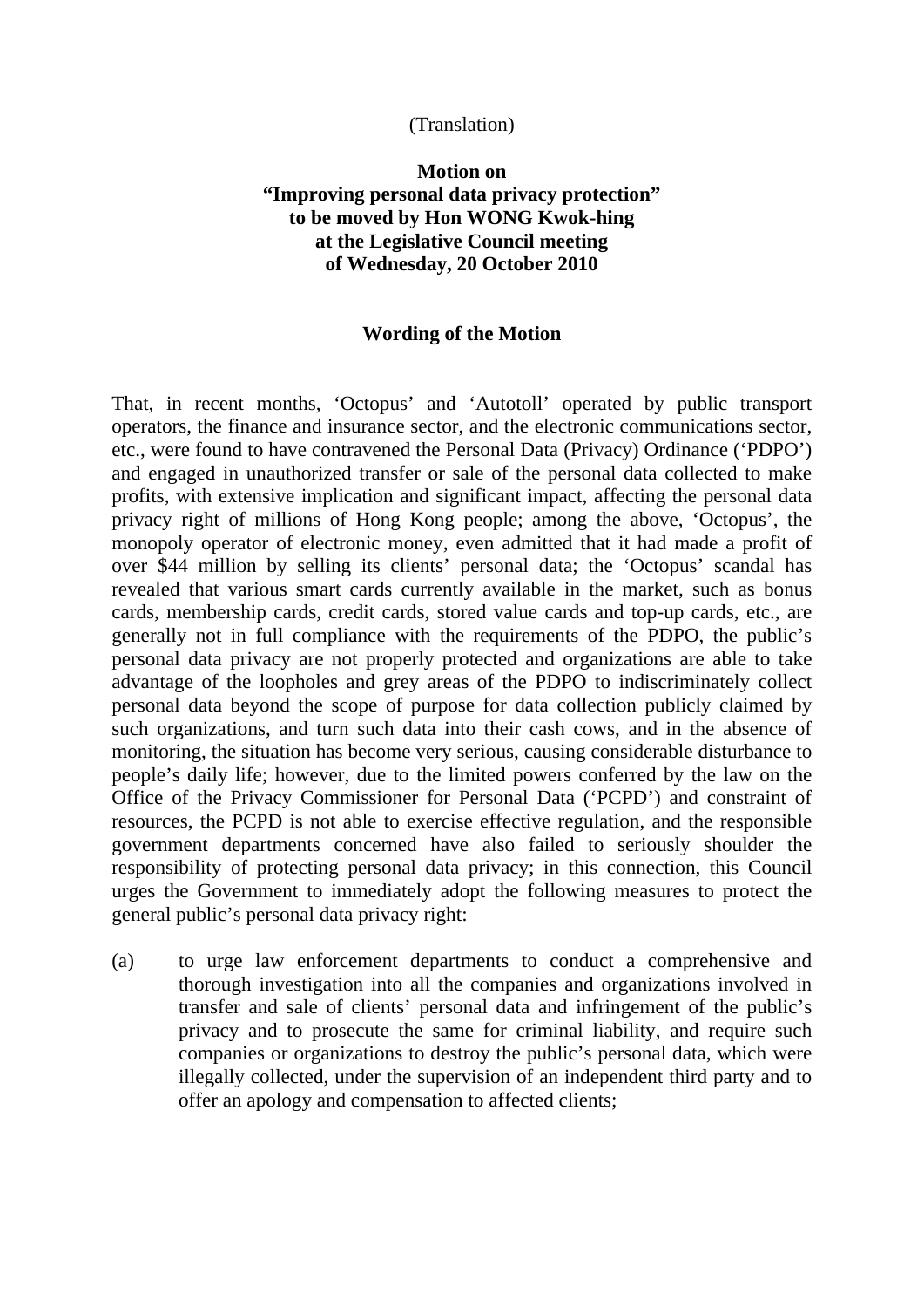(Translation)

**Motion on**
**"Improving personal data privacy protection"**
**to be moved by Hon WONG Kwok-hing**
**at the Legislative Council meeting**
**of Wednesday, 20 October 2010**

**Wording of the Motion**

That, in recent months, 'Octopus' and 'Autotoll' operated by public transport operators, the finance and insurance sector, and the electronic communications sector, etc., were found to have contravened the Personal Data (Privacy) Ordinance ('PDPO') and engaged in unauthorized transfer or sale of the personal data collected to make profits, with extensive implication and significant impact, affecting the personal data privacy right of millions of Hong Kong people; among the above, 'Octopus', the monopoly operator of electronic money, even admitted that it had made a profit of over $44 million by selling its clients' personal data; the 'Octopus' scandal has revealed that various smart cards currently available in the market, such as bonus cards, membership cards, credit cards, stored value cards and top-up cards, etc., are generally not in full compliance with the requirements of the PDPO, the public's personal data privacy are not properly protected and organizations are able to take advantage of the loopholes and grey areas of the PDPO to indiscriminately collect personal data beyond the scope of purpose for data collection publicly claimed by such organizations, and turn such data into their cash cows, and in the absence of monitoring, the situation has become very serious, causing considerable disturbance to people's daily life; however, due to the limited powers conferred by the law on the Office of the Privacy Commissioner for Personal Data ('PCPD') and constraint of resources, the PCPD is not able to exercise effective regulation, and the responsible government departments concerned have also failed to seriously shoulder the responsibility of protecting personal data privacy; in this connection, this Council urges the Government to immediately adopt the following measures to protect the general public's personal data privacy right:

(a) to urge law enforcement departments to conduct a comprehensive and thorough investigation into all the companies and organizations involved in transfer and sale of clients' personal data and infringement of the public's privacy and to prosecute the same for criminal liability, and require such companies or organizations to destroy the public's personal data, which were illegally collected, under the supervision of an independent third party and to offer an apology and compensation to affected clients;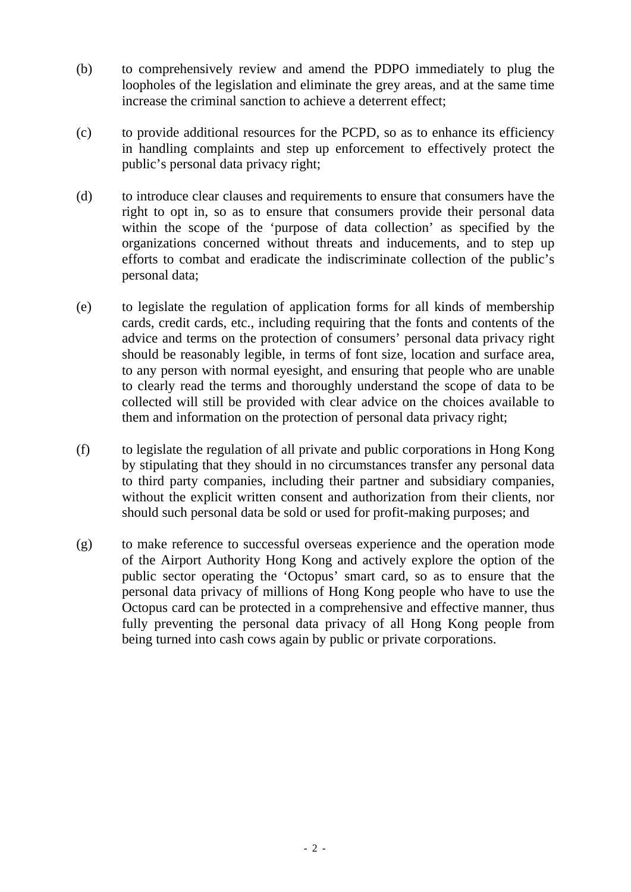(b) to comprehensively review and amend the PDPO immediately to plug the loopholes of the legislation and eliminate the grey areas, and at the same time increase the criminal sanction to achieve a deterrent effect;

(c) to provide additional resources for the PCPD, so as to enhance its efficiency in handling complaints and step up enforcement to effectively protect the public's personal data privacy right;

(d) to introduce clear clauses and requirements to ensure that consumers have the right to opt in, so as to ensure that consumers provide their personal data within the scope of the 'purpose of data collection' as specified by the organizations concerned without threats and inducements, and to step up efforts to combat and eradicate the indiscriminate collection of the public's personal data;

(e) to legislate the regulation of application forms for all kinds of membership cards, credit cards, etc., including requiring that the fonts and contents of the advice and terms on the protection of consumers' personal data privacy right should be reasonably legible, in terms of font size, location and surface area, to any person with normal eyesight, and ensuring that people who are unable to clearly read the terms and thoroughly understand the scope of data to be collected will still be provided with clear advice on the choices available to them and information on the protection of personal data privacy right;

(f) to legislate the regulation of all private and public corporations in Hong Kong by stipulating that they should in no circumstances transfer any personal data to third party companies, including their partner and subsidiary companies, without the explicit written consent and authorization from their clients, nor should such personal data be sold or used for profit-making purposes; and

(g) to make reference to successful overseas experience and the operation mode of the Airport Authority Hong Kong and actively explore the option of the public sector operating the 'Octopus' smart card, so as to ensure that the personal data privacy of millions of Hong Kong people who have to use the Octopus card can be protected in a comprehensive and effective manner, thus fully preventing the personal data privacy of all Hong Kong people from being turned into cash cows again by public or private corporations.